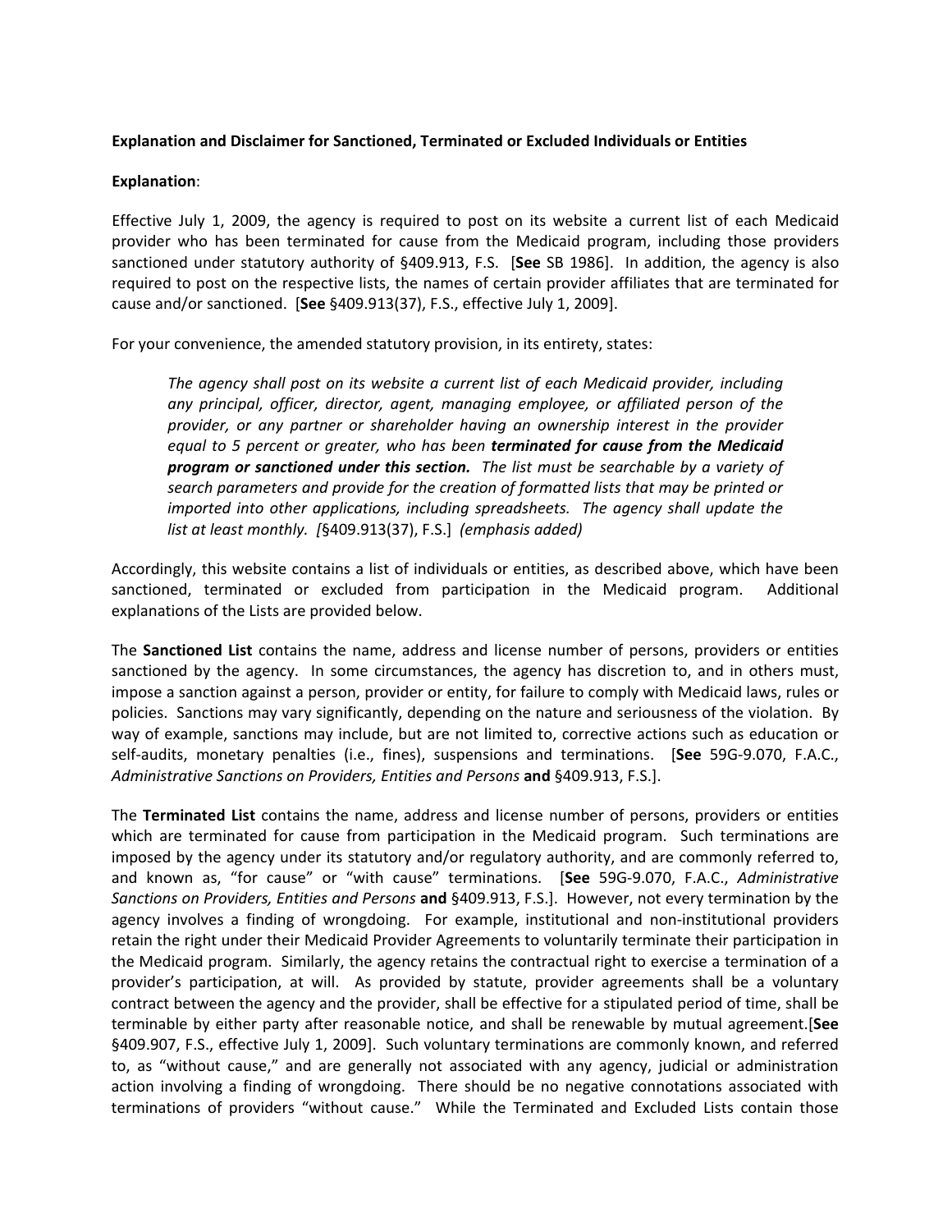**Explanation and Disclaimer for Sanctioned, Terminated or Excluded Individuals or Entities**

**Explanation**:

Effective July 1, 2009, the agency is required to post on its website a current list of each Medicaid provider who has been terminated for cause from the Medicaid program, including those providers sanctioned under statutory authority of §409.913, F.S. [**See** SB 1986]. In addition, the agency is also required to post on the respective lists, the names of certain provider affiliates that are terminated for cause and/or sanctioned. [**See** §409.913(37), F.S., effective July 1, 2009].

For your convenience, the amended statutory provision, in its entirety, states:

> *The agency shall post on its website a current list of each Medicaid provider, including any principal, officer, director, agent, managing employee, or affiliated person of the provider, or any partner or shareholder having an ownership interest in the provider equal to 5 percent or greater, who has been* ***terminated for cause from the Medicaid program or sanctioned under this section.*** *The list must be searchable by a variety of search parameters and provide for the creation of formatted lists that may be printed or imported into other applications, including spreadsheets. The agency shall update the list at least monthly. [*§409.913(37), F.S.] *(emphasis added)*

Accordingly, this website contains a list of individuals or entities, as described above, which have been sanctioned, terminated or excluded from participation in the Medicaid program. Additional explanations of the Lists are provided below.

The **Sanctioned List** contains the name, address and license number of persons, providers or entities sanctioned by the agency. In some circumstances, the agency has discretion to, and in others must, impose a sanction against a person, provider or entity, for failure to comply with Medicaid laws, rules or policies. Sanctions may vary significantly, depending on the nature and seriousness of the violation. By way of example, sanctions may include, but are not limited to, corrective actions such as education or self-audits, monetary penalties (i.e., fines), suspensions and terminations. [**See** 59G-9.070, F.A.C., *Administrative Sanctions on Providers, Entities and Persons* **and** §409.913, F.S.].

The **Terminated List** contains the name, address and license number of persons, providers or entities which are terminated for cause from participation in the Medicaid program. Such terminations are imposed by the agency under its statutory and/or regulatory authority, and are commonly referred to, and known as, "for cause" or "with cause" terminations. [**See** 59G-9.070, F.A.C., *Administrative Sanctions on Providers, Entities and Persons* **and** §409.913, F.S.]. However, not every termination by the agency involves a finding of wrongdoing. For example, institutional and non-institutional providers retain the right under their Medicaid Provider Agreements to voluntarily terminate their participation in the Medicaid program. Similarly, the agency retains the contractual right to exercise a termination of a provider's participation, at will. As provided by statute, provider agreements shall be a voluntary contract between the agency and the provider, shall be effective for a stipulated period of time, shall be terminable by either party after reasonable notice, and shall be renewable by mutual agreement.[**See** §409.907, F.S., effective July 1, 2009]. Such voluntary terminations are commonly known, and referred to, as "without cause," and are generally not associated with any agency, judicial or administration action involving a finding of wrongdoing. There should be no negative connotations associated with terminations of providers "without cause." While the Terminated and Excluded Lists contain those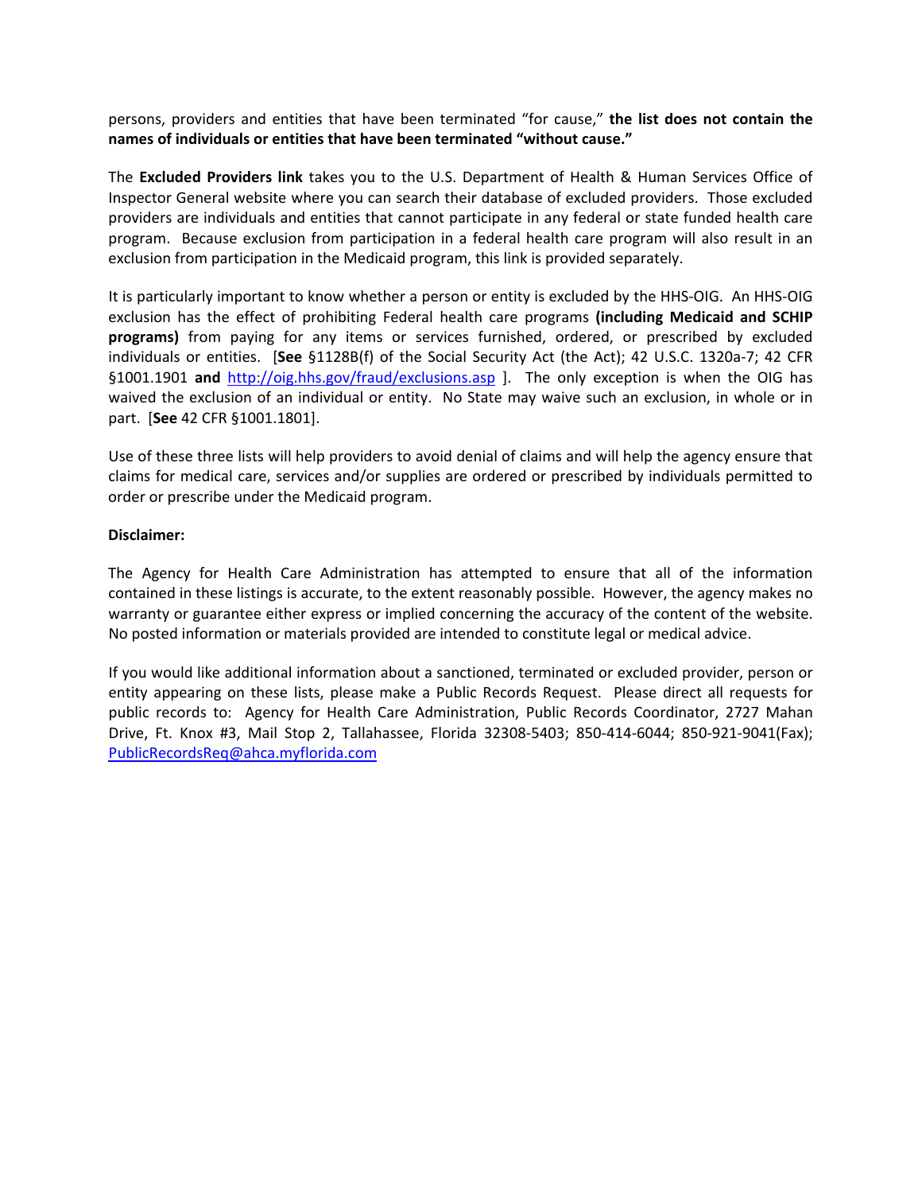persons, providers and entities that have been terminated "for cause," **the list does not contain the names of individuals or entities that have been terminated "without cause."**

The **Excluded Providers link** takes you to the U.S. Department of Health & Human Services Office of Inspector General website where you can search their database of excluded providers. Those excluded providers are individuals and entities that cannot participate in any federal or state funded health care program. Because exclusion from participation in a federal health care program will also result in an exclusion from participation in the Medicaid program, this link is provided separately.

It is particularly important to know whether a person or entity is excluded by the HHS-OIG. An HHS-OIG exclusion has the effect of prohibiting Federal health care programs **(including Medicaid and SCHIP programs)** from paying for any items or services furnished, ordered, or prescribed by excluded individuals or entities. [**See** §1128B(f) of the Social Security Act (the Act); 42 U.S.C. 1320a-7; 42 CFR §1001.1901 **and** http://oig.hhs.gov/fraud/exclusions.asp ]. The only exception is when the OIG has waived the exclusion of an individual or entity. No State may waive such an exclusion, in whole or in part. [**See** 42 CFR §1001.1801].

Use of these three lists will help providers to avoid denial of claims and will help the agency ensure that claims for medical care, services and/or supplies are ordered or prescribed by individuals permitted to order or prescribe under the Medicaid program.

**Disclaimer:**

The Agency for Health Care Administration has attempted to ensure that all of the information contained in these listings is accurate, to the extent reasonably possible. However, the agency makes no warranty or guarantee either express or implied concerning the accuracy of the content of the website. No posted information or materials provided are intended to constitute legal or medical advice.

If you would like additional information about a sanctioned, terminated or excluded provider, person or entity appearing on these lists, please make a Public Records Request. Please direct all requests for public records to: Agency for Health Care Administration, Public Records Coordinator, 2727 Mahan Drive, Ft. Knox #3, Mail Stop 2, Tallahassee, Florida 32308-5403; 850-414-6044; 850-921-9041(Fax); PublicRecordsReq@ahca.myflorida.com